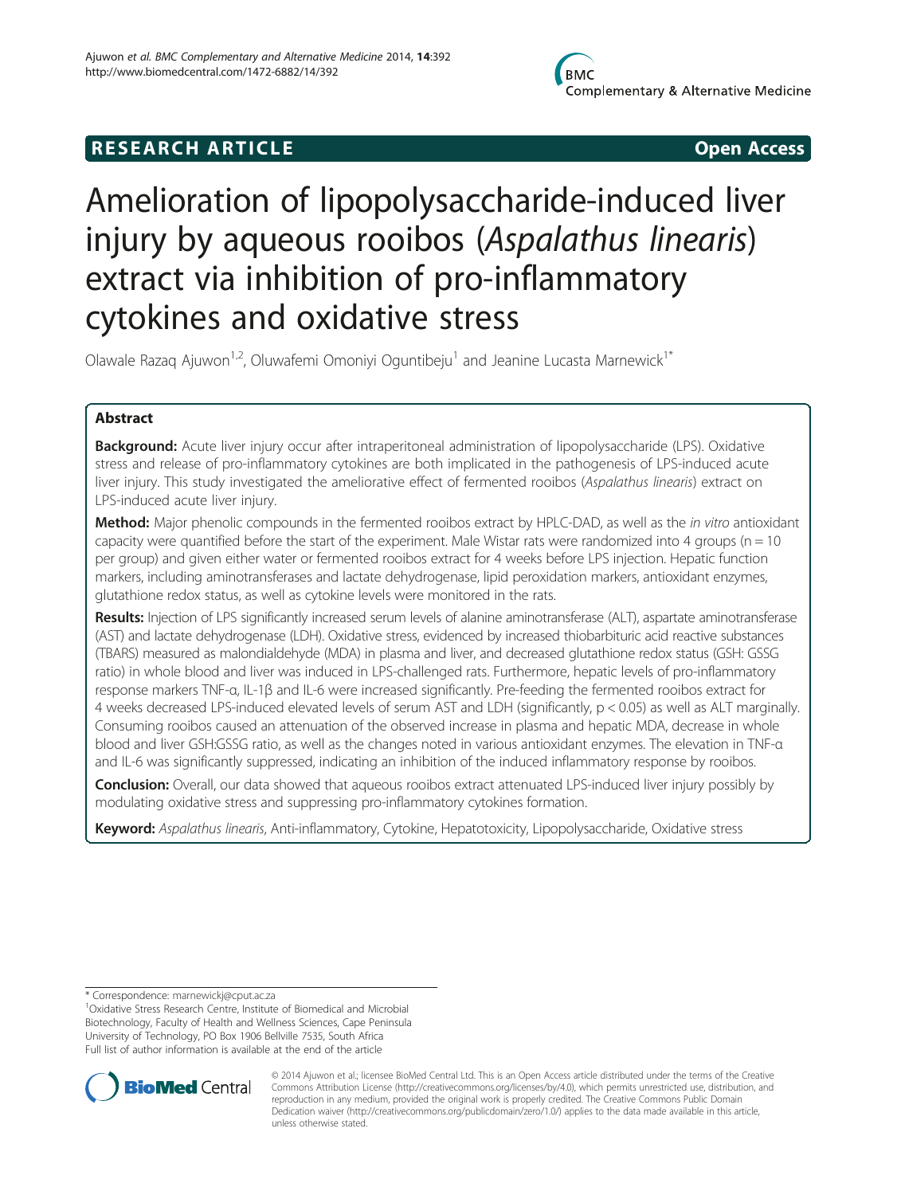**RESEARCH ARTICLE** **Open Access**

# Amelioration of lipopolysaccharide-induced liver injury by aqueous rooibos (*Aspalathus linearis*) extract via inhibition of pro-inflammatory cytokines and oxidative stress

Olawale Razaq Ajuwon[1,2], Oluwafemi Omoniyi Oguntibeju[1] and Jeanine Lucasta Marnewick[1*]

## Abstract

**Background:** Acute liver injury occur after intraperitoneal administration of lipopolysaccharide (LPS). Oxidative stress and release of pro-inflammatory cytokines are both implicated in the pathogenesis of LPS-induced acute liver injury. This study investigated the ameliorative effect of fermented rooibos (*Aspalathus linearis*) extract on LPS-induced acute liver injury.

**Method:** Major phenolic compounds in the fermented rooibos extract by HPLC-DAD, as well as the *in vitro* antioxidant capacity were quantified before the start of the experiment. Male Wistar rats were randomized into 4 groups (n = 10 per group) and given either water or fermented rooibos extract for 4 weeks before LPS injection. Hepatic function markers, including aminotransferases and lactate dehydrogenase, lipid peroxidation markers, antioxidant enzymes, glutathione redox status, as well as cytokine levels were monitored in the rats.

**Results:** Injection of LPS significantly increased serum levels of alanine aminotransferase (ALT), aspartate aminotransferase (AST) and lactate dehydrogenase (LDH). Oxidative stress, evidenced by increased thiobarbituric acid reactive substances (TBARS) measured as malondialdehyde (MDA) in plasma and liver, and decreased glutathione redox status (GSH: GSSG ratio) in whole blood and liver was induced in LPS-challenged rats. Furthermore, hepatic levels of pro-inflammatory response markers TNF-α, IL-1β and IL-6 were increased significantly. Pre-feeding the fermented rooibos extract for 4 weeks decreased LPS-induced elevated levels of serum AST and LDH (significantly, $p < 0.05$) as well as ALT marginally. Consuming rooibos caused an attenuation of the observed increase in plasma and hepatic MDA, decrease in whole blood and liver GSH:GSSG ratio, as well as the changes noted in various antioxidant enzymes. The elevation in TNF-α and IL-6 was significantly suppressed, indicating an inhibition of the induced inflammatory response by rooibos.

**Conclusion:** Overall, our data showed that aqueous rooibos extract attenuated LPS-induced liver injury possibly by modulating oxidative stress and suppressing pro-inflammatory cytokines formation.

**Keyword:** *Aspalathus linearis*, Anti-inflammatory, Cytokine, Hepatotoxicity, Lipopolysaccharide, Oxidative stress

\* Correspondence: marnewickj@cput.ac.za
[1]Oxidative Stress Research Centre, Institute of Biomedical and Microbial Biotechnology, Faculty of Health and Wellness Sciences, Cape Peninsula University of Technology, PO Box 1906 Bellville 7535, South Africa
Full list of author information is available at the end of the article

© 2014 Ajuwon et al.; licensee BioMed Central Ltd. This is an Open Access article distributed under the terms of the Creative Commons Attribution License (http://creativecommons.org/licenses/by/4.0), which permits unrestricted use, distribution, and reproduction in any medium, provided the original work is properly credited. The Creative Commons Public Domain Dedication waiver (http://creativecommons.org/publicdomain/zero/1.0/) applies to the data made available in this article, unless otherwise stated.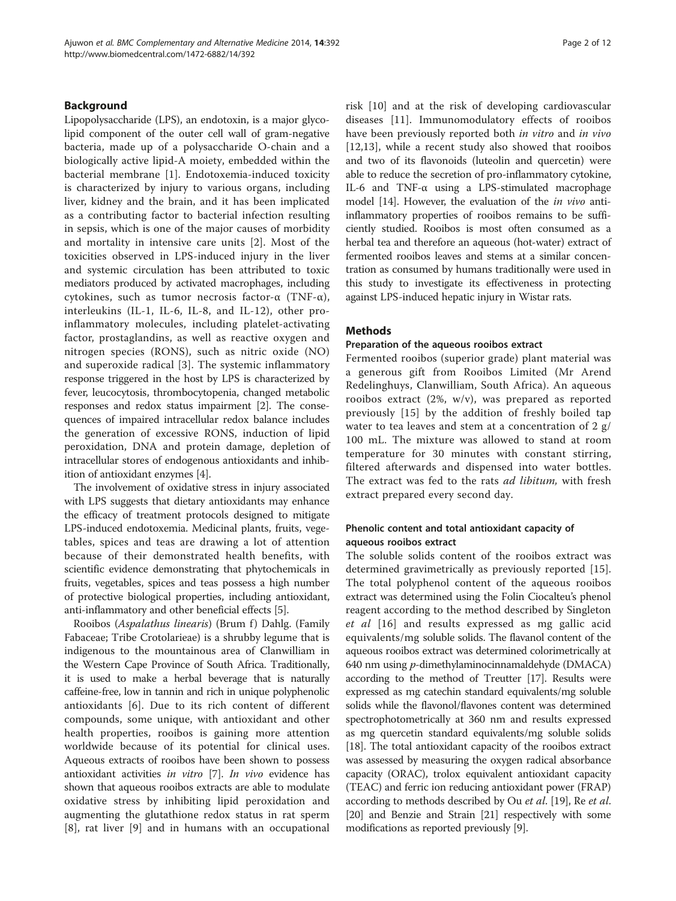## Background

Lipopolysaccharide (LPS), an endotoxin, is a major glycolipid component of the outer cell wall of gram-negative bacteria, made up of a polysaccharide O-chain and a biologically active lipid-A moiety, embedded within the bacterial membrane [1]. Endotoxemia-induced toxicity is characterized by injury to various organs, including liver, kidney and the brain, and it has been implicated as a contributing factor to bacterial infection resulting in sepsis, which is one of the major causes of morbidity and mortality in intensive care units [2]. Most of the toxicities observed in LPS-induced injury in the liver and systemic circulation has been attributed to toxic mediators produced by activated macrophages, including cytokines, such as tumor necrosis factor-α (TNF-α), interleukins (IL-1, IL-6, IL-8, and IL-12), other pro-inflammatory molecules, including platelet-activating factor, prostaglandins, as well as reactive oxygen and nitrogen species (RONS), such as nitric oxide (NO) and superoxide radical [3]. The systemic inflammatory response triggered in the host by LPS is characterized by fever, leucocytosis, thrombocytopenia, changed metabolic responses and redox status impairment [2]. The consequences of impaired intracellular redox balance includes the generation of excessive RONS, induction of lipid peroxidation, DNA and protein damage, depletion of intracellular stores of endogenous antioxidants and inhibition of antioxidant enzymes [4].

The involvement of oxidative stress in injury associated with LPS suggests that dietary antioxidants may enhance the efficacy of treatment protocols designed to mitigate LPS-induced endotoxemia. Medicinal plants, fruits, vegetables, spices and teas are drawing a lot of attention because of their demonstrated health benefits, with scientific evidence demonstrating that phytochemicals in fruits, vegetables, spices and teas possess a high number of protective biological properties, including antioxidant, anti-inflammatory and other beneficial effects [5].

Rooibos (*Aspalathus linearis*) (Brum f) Dahlg. (Family Fabaceae; Tribe Crotolarieae) is a shrubby legume that is indigenous to the mountainous area of Clanwilliam in the Western Cape Province of South Africa. Traditionally, it is used to make a herbal beverage that is naturally caffeine-free, low in tannin and rich in unique polyphenolic antioxidants [6]. Due to its rich content of different compounds, some unique, with antioxidant and other health properties, rooibos is gaining more attention worldwide because of its potential for clinical uses. Aqueous extracts of rooibos have been shown to possess antioxidant activities *in vitro* [7]. *In vivo* evidence has shown that aqueous rooibos extracts are able to modulate oxidative stress by inhibiting lipid peroxidation and augmenting the glutathione redox status in rat sperm [8], rat liver [9] and in humans with an occupational risk [10] and at the risk of developing cardiovascular diseases [11]. Immunomodulatory effects of rooibos have been previously reported both *in vitro* and *in vivo* [12,13], while a recent study also showed that rooibos and two of its flavonoids (luteolin and quercetin) were able to reduce the secretion of pro-inflammatory cytokine, IL-6 and TNF-α using a LPS-stimulated macrophage model [14]. However, the evaluation of the *in vivo* anti-inflammatory properties of rooibos remains to be sufficiently studied. Rooibos is most often consumed as a herbal tea and therefore an aqueous (hot-water) extract of fermented rooibos leaves and stems at a similar concentration as consumed by humans traditionally were used in this study to investigate its effectiveness in protecting against LPS-induced hepatic injury in Wistar rats.

## Methods

### Preparation of the aqueous rooibos extract

Fermented rooibos (superior grade) plant material was a generous gift from Rooibos Limited (Mr Arend Redelinghuys, Clanwilliam, South Africa). An aqueous rooibos extract (2%, w/v), was prepared as reported previously [15] by the addition of freshly boiled tap water to tea leaves and stem at a concentration of 2 g/100 mL. The mixture was allowed to stand at room temperature for 30 minutes with constant stirring, filtered afterwards and dispensed into water bottles. The extract was fed to the rats *ad libitum,* with fresh extract prepared every second day.

### Phenolic content and total antioxidant capacity of aqueous rooibos extract

The soluble solids content of the rooibos extract was determined gravimetrically as previously reported [15]. The total polyphenol content of the aqueous rooibos extract was determined using the Folin Ciocalteu's phenol reagent according to the method described by Singleton *et al* [16] and results expressed as mg gallic acid equivalents/mg soluble solids. The flavanol content of the aqueous rooibos extract was determined colorimetrically at 640 nm using *p*-dimethylaminocinnamaldehyde (DMACA) according to the method of Treutter [17]. Results were expressed as mg catechin standard equivalents/mg soluble solids while the flavonol/flavones content was determined spectrophotometrically at 360 nm and results expressed as mg quercetin standard equivalents/mg soluble solids [18]. The total antioxidant capacity of the rooibos extract was assessed by measuring the oxygen radical absorbance capacity (ORAC), trolox equivalent antioxidant capacity (TEAC) and ferric ion reducing antioxidant power (FRAP) according to methods described by Ou *et al.* [19], Re *et al.* [20] and Benzie and Strain [21] respectively with some modifications as reported previously [9].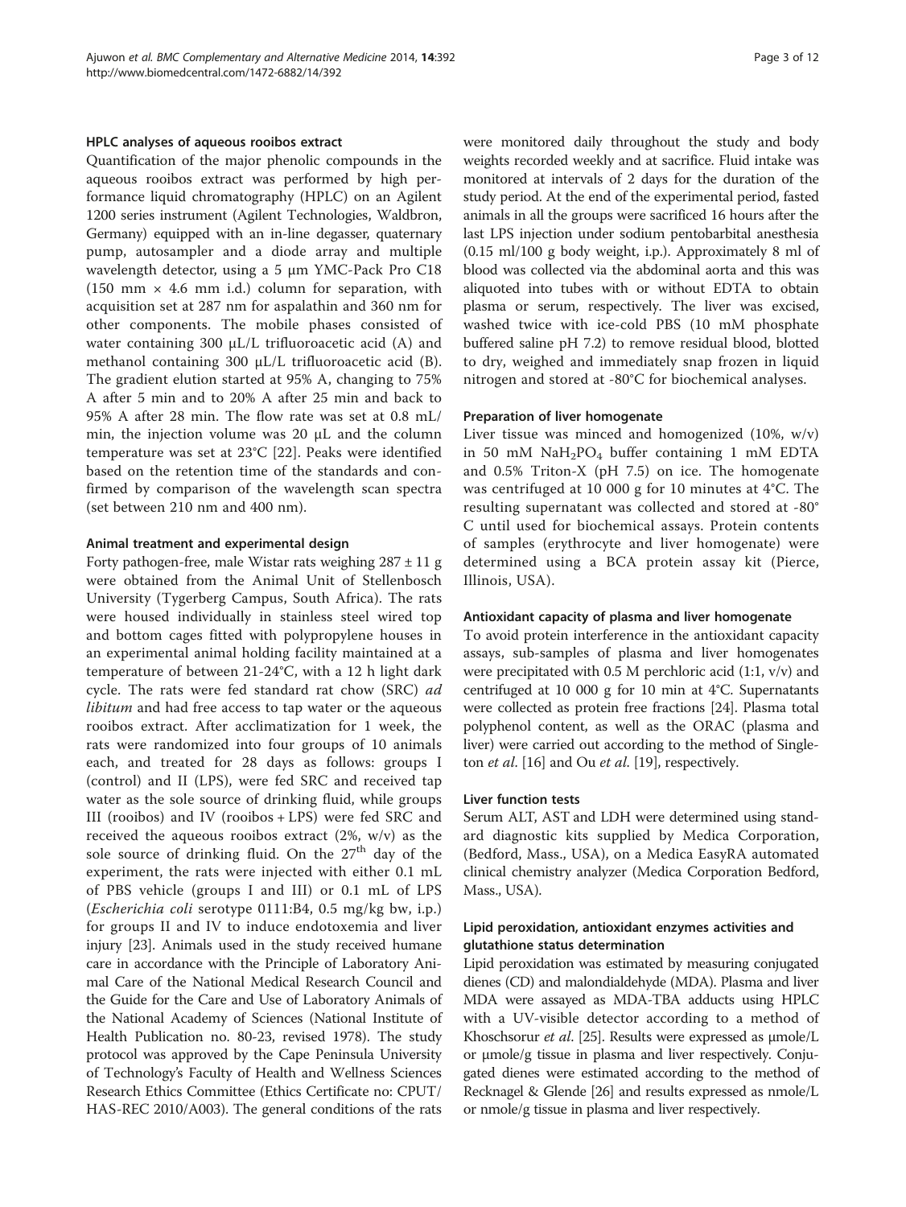### HPLC analyses of aqueous rooibos extract

Quantification of the major phenolic compounds in the aqueous rooibos extract was performed by high performance liquid chromatography (HPLC) on an Agilent 1200 series instrument (Agilent Technologies, Waldbron, Germany) equipped with an in-line degasser, quaternary pump, autosampler and a diode array and multiple wavelength detector, using a 5 μm YMC-Pack Pro C18 (150 mm × 4.6 mm i.d.) column for separation, with acquisition set at 287 nm for aspalathin and 360 nm for other components. The mobile phases consisted of water containing 300 μL/L trifluoroacetic acid (A) and methanol containing 300 μL/L trifluoroacetic acid (B). The gradient elution started at 95% A, changing to 75% A after 5 min and to 20% A after 25 min and back to 95% A after 28 min. The flow rate was set at 0.8 mL/min, the injection volume was 20 μL and the column temperature was set at 23°C [22]. Peaks were identified based on the retention time of the standards and confirmed by comparison of the wavelength scan spectra (set between 210 nm and 400 nm).

### Animal treatment and experimental design

Forty pathogen-free, male Wistar rats weighing 287 ± 11 g were obtained from the Animal Unit of Stellenbosch University (Tygerberg Campus, South Africa). The rats were housed individually in stainless steel wired top and bottom cages fitted with polypropylene houses in an experimental animal holding facility maintained at a temperature of between 21-24°C, with a 12 h light dark cycle. The rats were fed standard rat chow (SRC) *ad libitum* and had free access to tap water or the aqueous rooibos extract. After acclimatization for 1 week, the rats were randomized into four groups of 10 animals each, and treated for 28 days as follows: groups I (control) and II (LPS), were fed SRC and received tap water as the sole source of drinking fluid, while groups III (rooibos) and IV (rooibos + LPS) were fed SRC and received the aqueous rooibos extract (2%, w/v) as the sole source of drinking fluid. On the 27$^{th}$ day of the experiment, the rats were injected with either 0.1 mL of PBS vehicle (groups I and III) or 0.1 mL of LPS (*Escherichia coli* serotype 0111:B4, 0.5 mg/kg bw, i.p.) for groups II and IV to induce endotoxemia and liver injury [23]. Animals used in the study received humane care in accordance with the Principle of Laboratory Animal Care of the National Medical Research Council and the Guide for the Care and Use of Laboratory Animals of the National Academy of Sciences (National Institute of Health Publication no. 80-23, revised 1978). The study protocol was approved by the Cape Peninsula University of Technology's Faculty of Health and Wellness Sciences Research Ethics Committee (Ethics Certificate no: CPUT/HAS-REC 2010/A003). The general conditions of the rats were monitored daily throughout the study and body weights recorded weekly and at sacrifice. Fluid intake was monitored at intervals of 2 days for the duration of the study period. At the end of the experimental period, fasted animals in all the groups were sacrificed 16 hours after the last LPS injection under sodium pentobarbital anesthesia (0.15 ml/100 g body weight, i.p.). Approximately 8 ml of blood was collected via the abdominal aorta and this was aliquoted into tubes with or without EDTA to obtain plasma or serum, respectively. The liver was excised, washed twice with ice-cold PBS (10 mM phosphate buffered saline pH 7.2) to remove residual blood, blotted to dry, weighed and immediately snap frozen in liquid nitrogen and stored at -80°C for biochemical analyses.

### Preparation of liver homogenate

Liver tissue was minced and homogenized (10%, w/v) in 50 mM $NaH_2PO_4$ buffer containing 1 mM EDTA and 0.5% Triton-X (pH 7.5) on ice. The homogenate was centrifuged at 10 000 g for 10 minutes at 4°C. The resulting supernatant was collected and stored at -80°C until used for biochemical assays. Protein contents of samples (erythrocyte and liver homogenate) were determined using a BCA protein assay kit (Pierce, Illinois, USA).

### Antioxidant capacity of plasma and liver homogenate

To avoid protein interference in the antioxidant capacity assays, sub-samples of plasma and liver homogenates were precipitated with 0.5 M perchloric acid (1:1, v/v) and centrifuged at 10 000 g for 10 min at 4°C. Supernatants were collected as protein free fractions [24]. Plasma total polyphenol content, as well as the ORAC (plasma and liver) were carried out according to the method of Singleton *et al*. [16] and Ou *et al*. [19], respectively.

### Liver function tests

Serum ALT, AST and LDH were determined using standard diagnostic kits supplied by Medica Corporation, (Bedford, Mass., USA), on a Medica EasyRA automated clinical chemistry analyzer (Medica Corporation Bedford, Mass., USA).

### Lipid peroxidation, antioxidant enzymes activities and glutathione status determination

Lipid peroxidation was estimated by measuring conjugated dienes (CD) and malondialdehyde (MDA). Plasma and liver MDA were assayed as MDA-TBA adducts using HPLC with a UV-visible detector according to a method of Khoschsorur *et al*. [25]. Results were expressed as μmole/L or μmole/g tissue in plasma and liver respectively. Conjugated dienes were estimated according to the method of Recknagel & Glende [26] and results expressed as nmole/L or nmole/g tissue in plasma and liver respectively.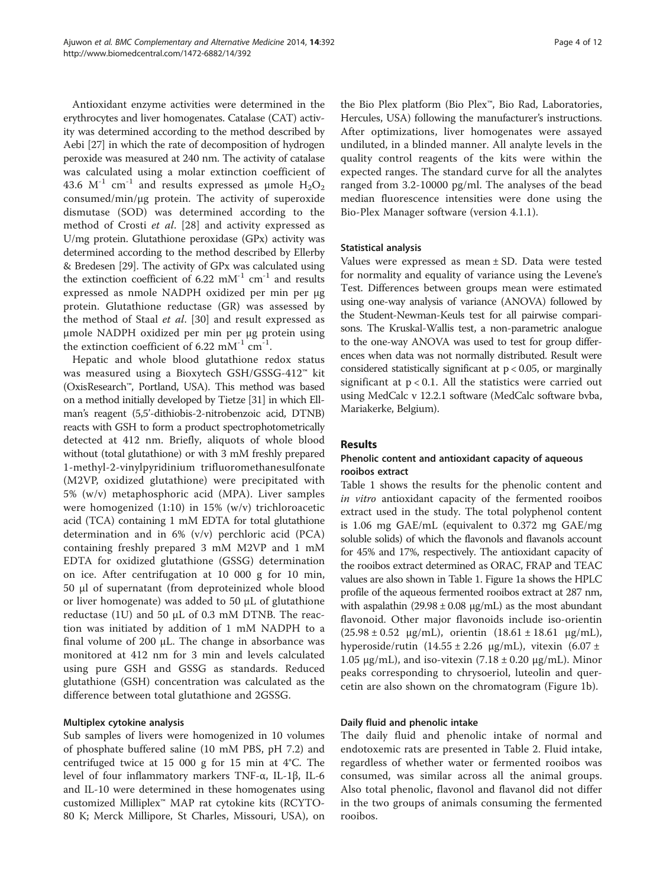Antioxidant enzyme activities were determined in the erythrocytes and liver homogenates. Catalase (CAT) activity was determined according to the method described by Aebi [27] in which the rate of decomposition of hydrogen peroxide was measured at 240 nm. The activity of catalase was calculated using a molar extinction coefficient of 43.6 $M^{-1}$ $cm^{-1}$ and results expressed as μmole $H_2O_2$ consumed/min/μg protein. The activity of superoxide dismutase (SOD) was determined according to the method of Crosti *et al*. [28] and activity expressed as U/mg protein. Glutathione peroxidase (GPx) activity was determined according to the method described by Ellerby & Bredesen [29]. The activity of GPx was calculated using the extinction coefficient of 6.22 $mM^{-1}$ $cm^{-1}$ and results expressed as nmole NADPH oxidized per min per μg protein. Glutathione reductase (GR) was assessed by the method of Staal *et al*. [30] and result expressed as μmole NADPH oxidized per min per μg protein using the extinction coefficient of 6.22 $mM^{-1}$ $cm^{-1}$.

Hepatic and whole blood glutathione redox status was measured using a Bioxytech GSH/GSSG-412™ kit (OxisResearch™, Portland, USA). This method was based on a method initially developed by Tietze [31] in which Ellman's reagent (5,5'-dithiobis-2-nitrobenzoic acid, DTNB) reacts with GSH to form a product spectrophotometrically detected at 412 nm. Briefly, aliquots of whole blood without (total glutathione) or with 3 mM freshly prepared 1-methyl-2-vinylpyridinium trifluoromethanesulfonate (M2VP, oxidized glutathione) were precipitated with 5% (w/v) metaphosphoric acid (MPA). Liver samples were homogenized (1:10) in 15% (w/v) trichloroacetic acid (TCA) containing 1 mM EDTA for total glutathione determination and in 6% (v/v) perchloric acid (PCA) containing freshly prepared 3 mM M2VP and 1 mM EDTA for oxidized glutathione (GSSG) determination on ice. After centrifugation at 10 000 g for 10 min, 50 μl of supernatant (from deproteinized whole blood or liver homogenate) was added to 50 μL of glutathione reductase (1U) and 50 μL of 0.3 mM DTNB. The reaction was initiated by addition of 1 mM NADPH to a final volume of 200 μL. The change in absorbance was monitored at 412 nm for 3 min and levels calculated using pure GSH and GSSG as standards. Reduced glutathione (GSH) concentration was calculated as the difference between total glutathione and 2GSSG.

### Multiplex cytokine analysis

Sub samples of livers were homogenized in 10 volumes of phosphate buffered saline (10 mM PBS, pH 7.2) and centrifuged twice at 15 000 g for 15 min at 4°C. The level of four inflammatory markers TNF-α, IL-1β, IL-6 and IL-10 were determined in these homogenates using customized Milliplex™ MAP rat cytokine kits (RCYTO-80 K; Merck Millipore, St Charles, Missouri, USA), on the Bio Plex platform (Bio Plex™, Bio Rad, Laboratories, Hercules, USA) following the manufacturer's instructions. After optimizations, liver homogenates were assayed undiluted, in a blinded manner. All analyte levels in the quality control reagents of the kits were within the expected ranges. The standard curve for all the analytes ranged from 3.2-10000 pg/ml. The analyses of the bead median fluorescence intensities were done using the Bio-Plex Manager software (version 4.1.1).

### Statistical analysis

Values were expressed as mean ± SD. Data were tested for normality and equality of variance using the Levene's Test. Differences between groups mean were estimated using one-way analysis of variance (ANOVA) followed by the Student-Newman-Keuls test for all pairwise comparisons. The Kruskal-Wallis test, a non-parametric analogue to the one-way ANOVA was used to test for group differences when data was not normally distributed. Result were considered statistically significant at $p < 0.05$, or marginally significant at $p < 0.1$. All the statistics were carried out using MedCalc v 12.2.1 software (MedCalc software bvba, Mariakerke, Belgium).

## Results

### Phenolic content and antioxidant capacity of aqueous rooibos extract

Table 1 shows the results for the phenolic content and *in vitro* antioxidant capacity of the fermented rooibos extract used in the study. The total polyphenol content is 1.06 mg GAE/mL (equivalent to 0.372 mg GAE/mg soluble solids) of which the flavonols and flavanols account for 45% and 17%, respectively. The antioxidant capacity of the rooibos extract determined as ORAC, FRAP and TEAC values are also shown in Table 1. Figure 1a shows the HPLC profile of the aqueous fermented rooibos extract at 287 nm, with aspalathin (29.98 ± 0.08 μg/mL) as the most abundant flavonoid. Other major flavonoids include iso-orientin (25.98 ± 0.52 μg/mL), orientin (18.61 ± 18.61 μg/mL), hyperoside/rutin (14.55 ± 2.26 μg/mL), vitexin (6.07 ± 1.05 μg/mL), and iso-vitexin (7.18 ± 0.20 μg/mL). Minor peaks corresponding to chrysoeriol, luteolin and quercetin are also shown on the chromatogram (Figure 1b).

### Daily fluid and phenolic intake

The daily fluid and phenolic intake of normal and endotoxemic rats are presented in Table 2. Fluid intake, regardless of whether water or fermented rooibos was consumed, was similar across all the animal groups. Also total phenolic, flavonol and flavanol did not differ in the two groups of animals consuming the fermented rooibos.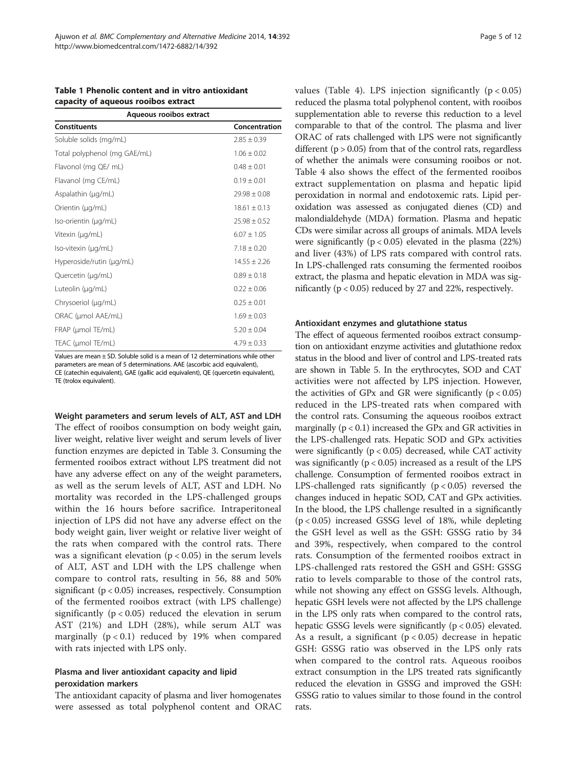**Table 1 Phenolic content and in vitro antioxidant capacity of aqueous rooibos extract**

| Aqueous rooibos extract | |
|---|---|
| **Constituents** | **Concentration** |
| Soluble solids (mg/mL) | 2.85 ± 0.39 |
| Total polyphenol (mg GAE/mL) | 1.06 ± 0.02 |
| Flavonol (mg QE/ mL) | 0.48 ± 0.01 |
| Flavanol (mg CE/mL) | 0.19 ± 0.01 |
| Aspalathin (μg/mL) | 29.98 ± 0.08 |
| Orientin (μg/mL) | 18.61 ± 0.13 |
| Iso-orientin (μg/mL) | 25.98 ± 0.52 |
| Vitexin (μg/mL) | 6.07 ± 1.05 |
| Iso-vitexin (μg/mL) | 7.18 ± 0.20 |
| Hyperoside/rutin (μg/mL) | 14.55 ± 2.26 |
| Quercetin (μg/mL) | 0.89 ± 0.18 |
| Luteolin (μg/mL) | 0.22 ± 0.06 |
| Chrysoeriol (μg/mL) | 0.25 ± 0.01 |
| ORAC (μmol AAE/mL) | 1.69 ± 0.03 |
| FRAP (μmol TE/mL) | 5.20 ± 0.04 |
| TEAC (μmol TE/mL) | 4.79 ± 0.33 |

Values are mean ± SD. Soluble solid is a mean of 12 determinations while other parameters are mean of 5 determinations. AAE (ascorbic acid equivalent), CE (catechin equivalent), GAE (gallic acid equivalent), QE (quercetin equivalent), TE (trolox equivalent).

#### Weight parameters and serum levels of ALT, AST and LDH

The effect of rooibos consumption on body weight gain, liver weight, relative liver weight and serum levels of liver function enzymes are depicted in Table 3. Consuming the fermented rooibos extract without LPS treatment did not have any adverse effect on any of the weight parameters, as well as the serum levels of ALT, AST and LDH. No mortality was recorded in the LPS-challenged groups within the 16 hours before sacrifice. Intraperitoneal injection of LPS did not have any adverse effect on the body weight gain, liver weight or relative liver weight of the rats when compared with the control rats. There was a significant elevation ($p < 0.05$) in the serum levels of ALT, AST and LDH with the LPS challenge when compare to control rats, resulting in 56, 88 and 50% significant ($p < 0.05$) increases, respectively. Consumption of the fermented rooibos extract (with LPS challenge) significantly ($p < 0.05$) reduced the elevation in serum AST (21%) and LDH (28%), while serum ALT was marginally ($p < 0.1$) reduced by 19% when compared with rats injected with LPS only.

#### Plasma and liver antioxidant capacity and lipid peroxidation markers

The antioxidant capacity of plasma and liver homogenates were assessed as total polyphenol content and ORAC values (Table 4). LPS injection significantly ($p < 0.05$) reduced the plasma total polyphenol content, with rooibos supplementation able to reverse this reduction to a level comparable to that of the control. The plasma and liver ORAC of rats challenged with LPS were not significantly different ($p > 0.05$) from that of the control rats, regardless of whether the animals were consuming rooibos or not. Table 4 also shows the effect of the fermented rooibos extract supplementation on plasma and hepatic lipid peroxidation in normal and endotoxemic rats. Lipid peroxidation was assessed as conjugated dienes (CD) and malondialdehyde (MDA) formation. Plasma and hepatic CDs were similar across all groups of animals. MDA levels were significantly ($p < 0.05$) elevated in the plasma (22%) and liver (43%) of LPS rats compared with control rats. In LPS-challenged rats consuming the fermented rooibos extract, the plasma and hepatic elevation in MDA was significantly ($p < 0.05$) reduced by 27 and 22%, respectively.

#### Antioxidant enzymes and glutathione status

The effect of aqueous fermented rooibos extract consumption on antioxidant enzyme activities and glutathione redox status in the blood and liver of control and LPS-treated rats are shown in Table 5. In the erythrocytes, SOD and CAT activities were not affected by LPS injection. However, the activities of GPx and GR were significantly ($p < 0.05$) reduced in the LPS-treated rats when compared with the control rats. Consuming the aqueous rooibos extract marginally ($p < 0.1$) increased the GPx and GR activities in the LPS-challenged rats. Hepatic SOD and GPx activities were significantly ($p < 0.05$) decreased, while CAT activity was significantly ($p < 0.05$) increased as a result of the LPS challenge. Consumption of fermented rooibos extract in LPS-challenged rats significantly ($p < 0.05$) reversed the changes induced in hepatic SOD, CAT and GPx activities. In the blood, the LPS challenge resulted in a significantly ($p < 0.05$) increased GSSG level of 18%, while depleting the GSH level as well as the GSH: GSSG ratio by 34 and 39%, respectively, when compared to the control rats. Consumption of the fermented rooibos extract in LPS-challenged rats restored the GSH and GSH: GSSG ratio to levels comparable to those of the control rats, while not showing any effect on GSSG levels. Although, hepatic GSH levels were not affected by the LPS challenge in the LPS only rats when compared to the control rats, hepatic GSSG levels were significantly ($p < 0.05$) elevated. As a result, a significant ($p < 0.05$) decrease in hepatic GSH: GSSG ratio was observed in the LPS only rats when compared to the control rats. Aqueous rooibos extract consumption in the LPS treated rats significantly reduced the elevation in GSSG and improved the GSH: GSSG ratio to values similar to those found in the control rats.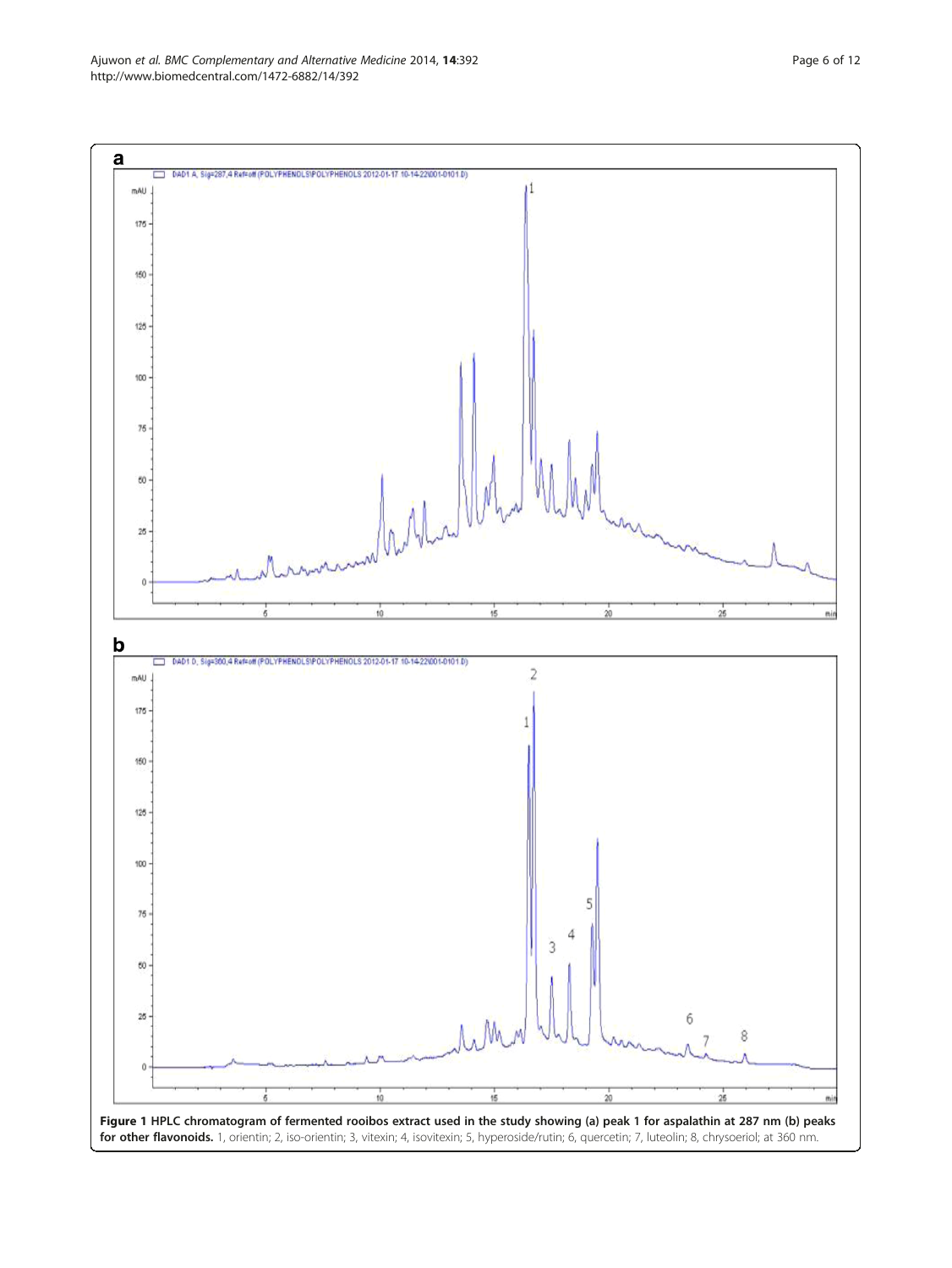**Figure 1 HPLC chromatogram of fermented rooibos extract used in the study showing (a) peak 1 for aspalathin at 287 nm (b) peaks for other flavonoids.** 1, orientin; 2, iso-orientin; 3, vitexin; 4, isovitexin; 5, hyperoside/rutin; 6, quercetin; 7, luteolin; 8, chrysoeriol; at 360 nm.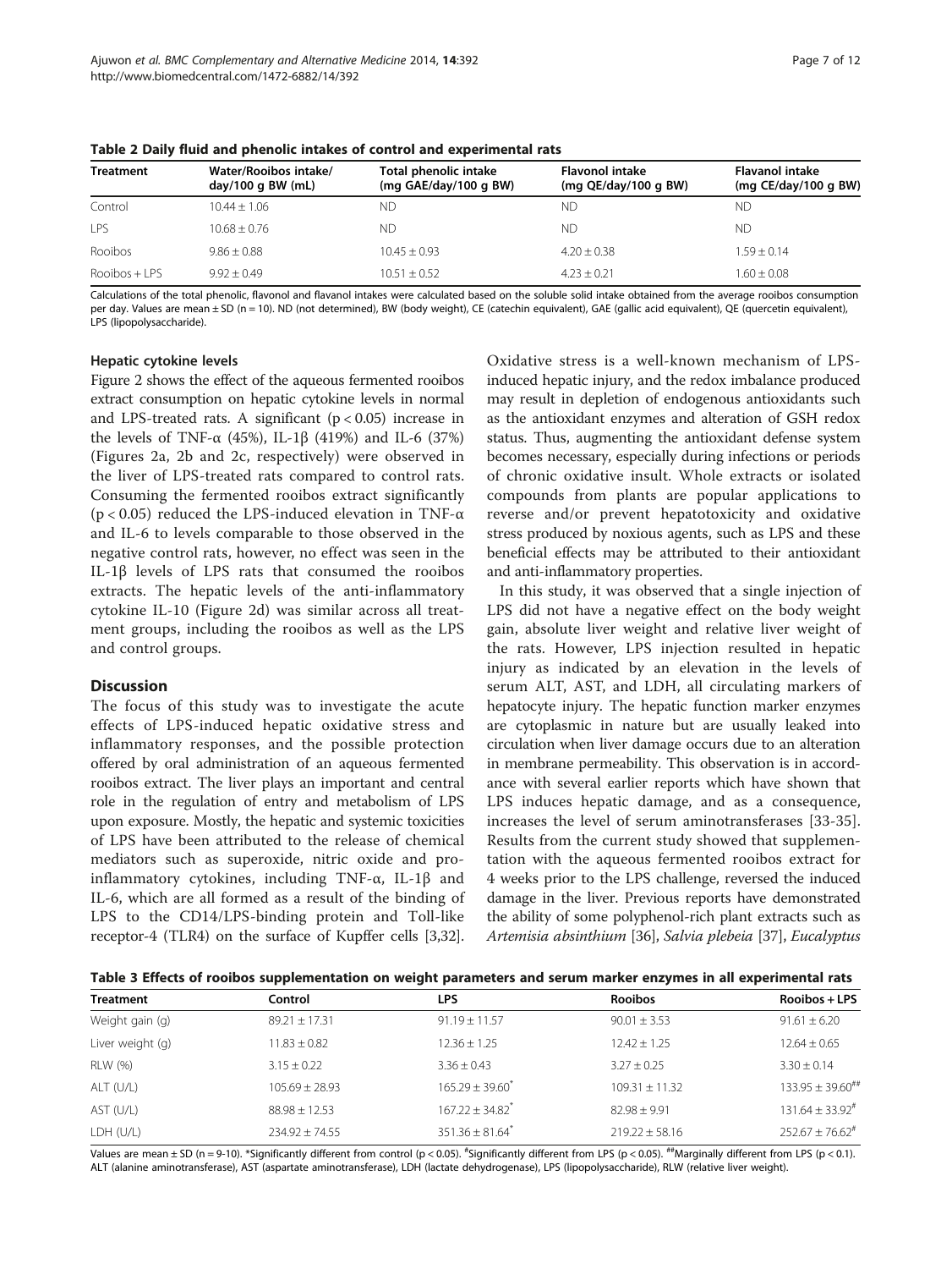**Table 2 Daily fluid and phenolic intakes of control and experimental rats**

| Treatment | Water/Rooibos intake/ day/100 g BW (mL) | Total phenolic intake (mg GAE/day/100 g BW) | Flavonol intake (mg QE/day/100 g BW) | Flavanol intake (mg CE/day/100 g BW) |
|---|---|---|---|---|
| Control | 10.44 ± 1.06 | ND | ND | ND |
| LPS | 10.68 ± 0.76 | ND | ND | ND |
| Rooibos | 9.86 ± 0.88 | 10.45 ± 0.93 | 4.20 ± 0.38 | 1.59 ± 0.14 |
| Rooibos + LPS | 9.92 ± 0.49 | 10.51 ± 0.52 | 4.23 ± 0.21 | 1.60 ± 0.08 |

Calculations of the total phenolic, flavonol and flavanol intakes were calculated based on the soluble solid intake obtained from the average rooibos consumption per day. Values are mean ± SD (n = 10). ND (not determined), BW (body weight), CE (catechin equivalent), GAE (gallic acid equivalent), QE (quercetin equivalent), LPS (lipopolysaccharide).

### Hepatic cytokine levels

Figure 2 shows the effect of the aqueous fermented rooibos extract consumption on hepatic cytokine levels in normal and LPS-treated rats. A significant ($p < 0.05$) increase in the levels of TNF-α (45%), IL-1β (419%) and IL-6 (37%) (Figures 2a, 2b and 2c, respectively) were observed in the liver of LPS-treated rats compared to control rats. Consuming the fermented rooibos extract significantly ($p < 0.05$) reduced the LPS-induced elevation in TNF-α and IL-6 to levels comparable to those observed in the negative control rats, however, no effect was seen in the IL-1β levels of LPS rats that consumed the rooibos extracts. The hepatic levels of the anti-inflammatory cytokine IL-10 (Figure 2d) was similar across all treatment groups, including the rooibos as well as the LPS and control groups.

## Discussion

The focus of this study was to investigate the acute effects of LPS-induced hepatic oxidative stress and inflammatory responses, and the possible protection offered by oral administration of an aqueous fermented rooibos extract. The liver plays an important and central role in the regulation of entry and metabolism of LPS upon exposure. Mostly, the hepatic and systemic toxicities of LPS have been attributed to the release of chemical mediators such as superoxide, nitric oxide and pro-inflammatory cytokines, including TNF-α, IL-1β and IL-6, which are all formed as a result of the binding of LPS to the CD14/LPS-binding protein and Toll-like receptor-4 (TLR4) on the surface of Kupffer cells [3,32]. Oxidative stress is a well-known mechanism of LPS-induced hepatic injury, and the redox imbalance produced may result in depletion of endogenous antioxidants such as the antioxidant enzymes and alteration of GSH redox status. Thus, augmenting the antioxidant defense system becomes necessary, especially during infections or periods of chronic oxidative insult. Whole extracts or isolated compounds from plants are popular applications to reverse and/or prevent hepatotoxicity and oxidative stress produced by noxious agents, such as LPS and these beneficial effects may be attributed to their antioxidant and anti-inflammatory properties.

In this study, it was observed that a single injection of LPS did not have a negative effect on the body weight gain, absolute liver weight and relative liver weight of the rats. However, LPS injection resulted in hepatic injury as indicated by an elevation in the levels of serum ALT, AST, and LDH, all circulating markers of hepatocyte injury. The hepatic function marker enzymes are cytoplasmic in nature but are usually leaked into circulation when liver damage occurs due to an alteration in membrane permeability. This observation is in accordance with several earlier reports which have shown that LPS induces hepatic damage, and as a consequence, increases the level of serum aminotransferases [33-35]. Results from the current study showed that supplementation with the aqueous fermented rooibos extract for 4 weeks prior to the LPS challenge, reversed the induced damage in the liver. Previous reports have demonstrated the ability of some polyphenol-rich plant extracts such as *Artemisia absinthium* [36], *Salvia plebeia* [37], *Eucalyptus*

**Table 3 Effects of rooibos supplementation on weight parameters and serum marker enzymes in all experimental rats**

| Treatment | Control | LPS | Rooibos | Rooibos + LPS |
|---|---|---|---|---|
| Weight gain (g) | 89.21 ± 17.31 | 91.19 ± 11.57 | 90.01 ± 3.53 | 91.61 ± 6.20 |
| Liver weight (g) | 11.83 ± 0.82 | 12.36 ± 1.25 | 12.42 ± 1.25 | 12.64 ± 0.65 |
| RLW (%) | 3.15 ± 0.22 | 3.36 ± 0.43 | 3.27 ± 0.25 | 3.30 ± 0.14 |
| ALT (U/L) | 105.69 ± 28.93 | 165.29 ± 39.60* | 109.31 ± 11.32 | 133.95 ± 39.60## |
| AST (U/L) | 88.98 ± 12.53 | 167.22 ± 34.82* | 82.98 ± 9.91 | 131.64 ± 33.92# |
| LDH (U/L) | 234.92 ± 74.55 | 351.36 ± 81.64* | 219.22 ± 58.16 | 252.67 ± 76.62# |

Values are mean ± SD (n = 9-10). *Significantly different from control ($p < 0.05$). #Significantly different from LPS ($p < 0.05$). ##Marginally different from LPS ($p < 0.1$). ALT (alanine aminotransferase), AST (aspartate aminotransferase), LDH (lactate dehydrogenase), LPS (lipopolysaccharide), RLW (relative liver weight).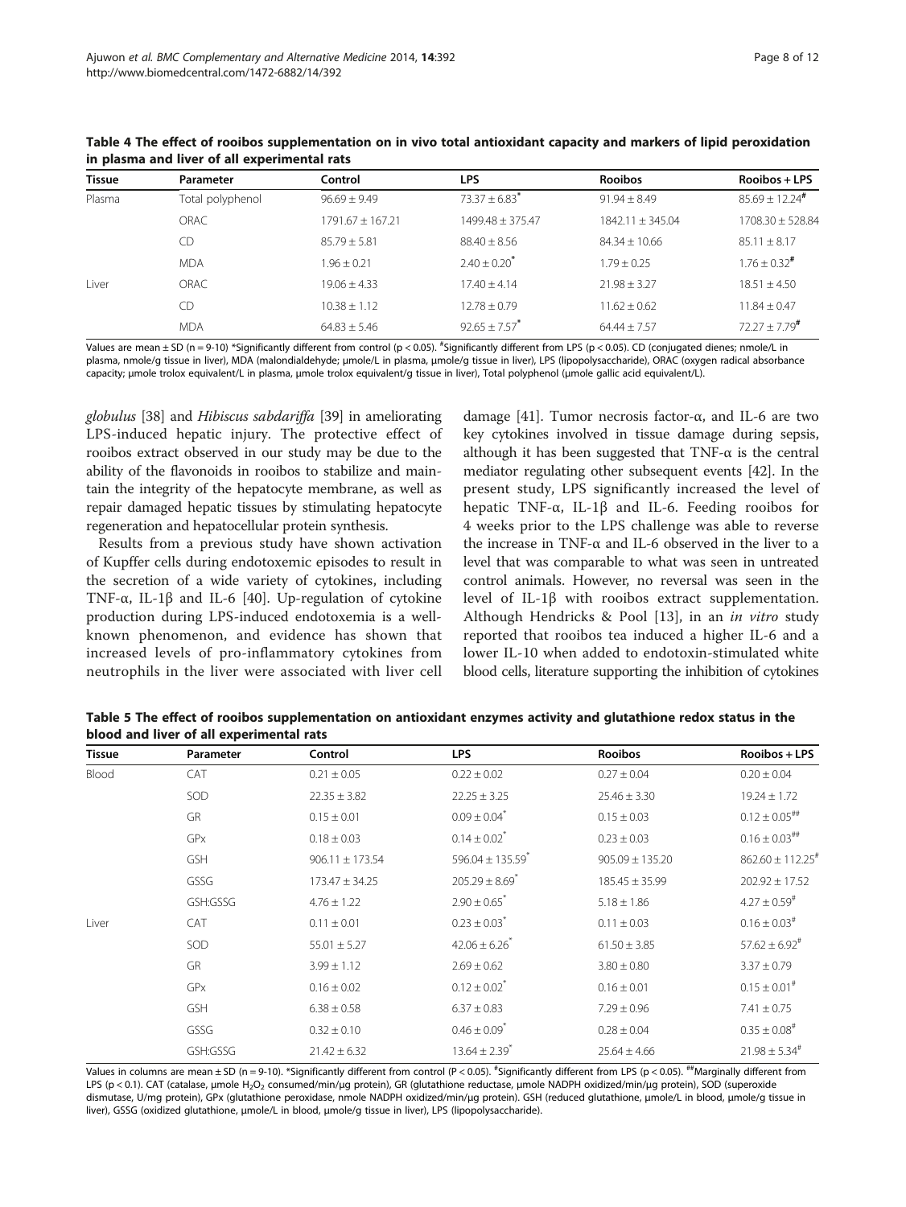**Table 4 The effect of rooibos supplementation on in vivo total antioxidant capacity and markers of lipid peroxidation in plasma and liver of all experimental rats**

| Tissue | Parameter | Control | LPS | Rooibos | Rooibos + LPS |
|---|---|---|---|---|---|
| Plasma | Total polyphenol | 96.69 ± 9.49 | 73.37 ± 6.83* | 91.94 ± 8.49 | 85.69 ± 12.24# |
| | ORAC | 1791.67 ± 167.21 | 1499.48 ± 375.47 | 1842.11 ± 345.04 | 1708.30 ± 528.84 |
| | CD | 85.79 ± 5.81 | 88.40 ± 8.56 | 84.34 ± 10.66 | 85.11 ± 8.17 |
| | MDA | 1.96 ± 0.21 | 2.40 ± 0.20* | 1.79 ± 0.25 | 1.76 ± 0.32# |
| Liver | ORAC | 19.06 ± 4.33 | 17.40 ± 4.14 | 21.98 ± 3.27 | 18.51 ± 4.50 |
| | CD | 10.38 ± 1.12 | 12.78 ± 0.79 | 11.62 ± 0.62 | 11.84 ± 0.47 |
| | MDA | 64.83 ± 5.46 | 92.65 ± 7.57* | 64.44 ± 7.57 | 72.27 ± 7.79# |

Values are mean ± SD (n = 9-10) *Significantly different from control ($p < 0.05$). #Significantly different from LPS ($p < 0.05$). CD (conjugated dienes; nmole/L in plasma, nmole/g tissue in liver), MDA (malondialdehyde; µmole/L in plasma, µmole/g tissue in liver), LPS (lipopolysaccharide), ORAC (oxygen radical absorbance capacity; µmole trolox equivalent/L in plasma, µmole trolox equivalent/g tissue in liver), Total polyphenol (µmole gallic acid equivalent/L).

*globulus* [38] and *Hibiscus sabdariffa* [39] in ameliorating LPS-induced hepatic injury. The protective effect of rooibos extract observed in our study may be due to the ability of the flavonoids in rooibos to stabilize and maintain the integrity of the hepatocyte membrane, as well as repair damaged hepatic tissues by stimulating hepatocyte regeneration and hepatocellular protein synthesis.

Results from a previous study have shown activation of Kupffer cells during endotoxemic episodes to result in the secretion of a wide variety of cytokines, including TNF-α, IL-1β and IL-6 [40]. Up-regulation of cytokine production during LPS-induced endotoxemia is a well-known phenomenon, and evidence has shown that increased levels of pro-inflammatory cytokines from neutrophils in the liver were associated with liver cell damage [41]. Tumor necrosis factor-α, and IL-6 are two key cytokines involved in tissue damage during sepsis, although it has been suggested that TNF-α is the central mediator regulating other subsequent events [42]. In the present study, LPS significantly increased the level of hepatic TNF-α, IL-1β and IL-6. Feeding rooibos for 4 weeks prior to the LPS challenge was able to reverse the increase in TNF-α and IL-6 observed in the liver to a level that was comparable to what was seen in untreated control animals. However, no reversal was seen in the level of IL-1β with rooibos extract supplementation. Although Hendricks & Pool [13], in an *in vitro* study reported that rooibos tea induced a higher IL-6 and a lower IL-10 when added to endotoxin-stimulated white blood cells, literature supporting the inhibition of cytokines

**Table 5 The effect of rooibos supplementation on antioxidant enzymes activity and glutathione redox status in the blood and liver of all experimental rats**

| Tissue | Parameter | Control | LPS | Rooibos | Rooibos + LPS |
|---|---|---|---|---|---|
| Blood | CAT | 0.21 ± 0.05 | 0.22 ± 0.02 | 0.27 ± 0.04 | 0.20 ± 0.04 |
| | SOD | 22.35 ± 3.82 | 22.25 ± 3.25 | 25.46 ± 3.30 | 19.24 ± 1.72 |
| | GR | 0.15 ± 0.01 | 0.09 ± 0.04* | 0.15 ± 0.03 | 0.12 ± 0.05## |
| | GPx | 0.18 ± 0.03 | 0.14 ± 0.02* | 0.23 ± 0.03 | 0.16 ± 0.03## |
| | GSH | 906.11 ± 173.54 | 596.04 ± 135.59* | 905.09 ± 135.20 | 862.60 ± 112.25# |
| | GSSG | 173.47 ± 34.25 | 205.29 ± 8.69* | 185.45 ± 35.99 | 202.92 ± 17.52 |
| | GSH:GSSG | 4.76 ± 1.22 | 2.90 ± 0.65* | 5.18 ± 1.86 | 4.27 ± 0.59# |
| Liver | CAT | 0.11 ± 0.01 | 0.23 ± 0.03* | 0.11 ± 0.03 | 0.16 ± 0.03# |
| | SOD | 55.01 ± 5.27 | 42.06 ± 6.26* | 61.50 ± 3.85 | 57.62 ± 6.92# |
| | GR | 3.99 ± 1.12 | 2.69 ± 0.62 | 3.80 ± 0.80 | 3.37 ± 0.79 |
| | GPx | 0.16 ± 0.02 | 0.12 ± 0.02* | 0.16 ± 0.01 | 0.15 ± 0.01# |
| | GSH | 6.38 ± 0.58 | 6.37 ± 0.83 | 7.29 ± 0.96 | 7.41 ± 0.75 |
| | GSSG | 0.32 ± 0.10 | 0.46 ± 0.09* | 0.28 ± 0.04 | 0.35 ± 0.08# |
| | GSH:GSSG | 21.42 ± 6.32 | 13.64 ± 2.39* | 25.64 ± 4.66 | 21.98 ± 5.34# |

Values in columns are mean ± SD (n = 9-10). *Significantly different from control ($P < 0.05$). #Significantly different from LPS ($p < 0.05$). ##Marginally different from LPS ($p < 0.1$). CAT (catalase, µmole $H_2O_2$ consumed/min/µg protein), GR (glutathione reductase, µmole NADPH oxidized/min/µg protein), SOD (superoxide dismutase, U/mg protein), GPx (glutathione peroxidase, nmole NADPH oxidized/min/µg protein). GSH (reduced glutathione, µmole/L in blood, µmole/g tissue in liver), GSSG (oxidized glutathione, µmole/L in blood, µmole/g tissue in liver), LPS (lipopolysaccharide).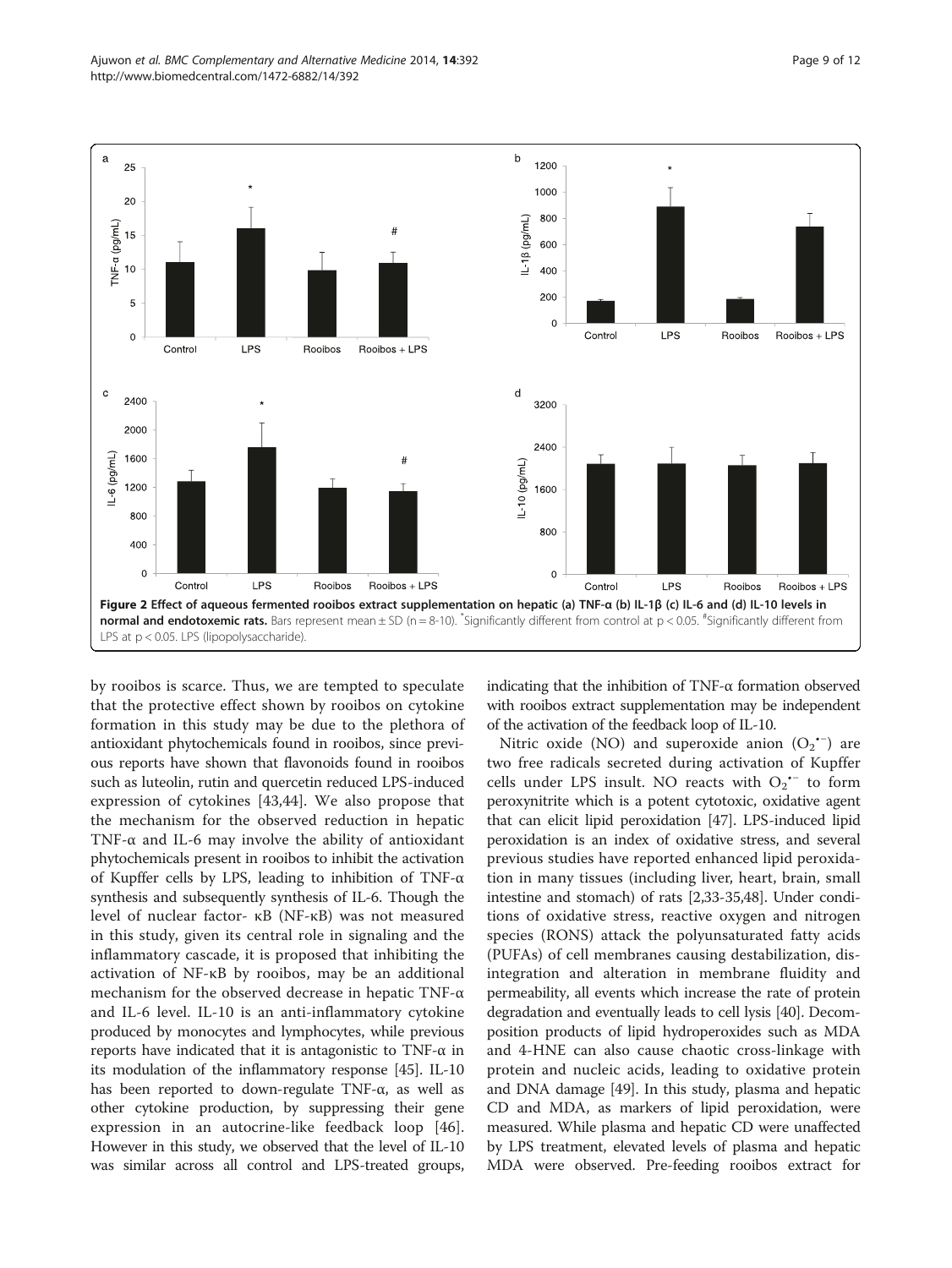**Figure 2 Effect of aqueous fermented rooibos extract supplementation on hepatic (a) TNF-α (b) IL-1β (c) IL-6 and (d) IL-10 levels in normal and endotoxemic rats.** Bars represent mean ± SD (n = 8-10). *Significantly different from control at $p < 0.05$. #Significantly different from LPS at $p < 0.05$. LPS (lipopolysaccharide).

by rooibos is scarce. Thus, we are tempted to speculate that the protective effect shown by rooibos on cytokine formation in this study may be due to the plethora of antioxidant phytochemicals found in rooibos, since previous reports have shown that flavonoids found in rooibos such as luteolin, rutin and quercetin reduced LPS-induced expression of cytokines [43,44]. We also propose that the mechanism for the observed reduction in hepatic TNF-α and IL-6 may involve the ability of antioxidant phytochemicals present in rooibos to inhibit the activation of Kupffer cells by LPS, leading to inhibition of TNF-α synthesis and subsequently synthesis of IL-6. Though the level of nuclear factor- κB (NF-κB) was not measured in this study, given its central role in signaling and the inflammatory cascade, it is proposed that inhibiting the activation of NF-κB by rooibos, may be an additional mechanism for the observed decrease in hepatic TNF-α and IL-6 level. IL-10 is an anti-inflammatory cytokine produced by monocytes and lymphocytes, while previous reports have indicated that it is antagonistic to TNF-α in its modulation of the inflammatory response [45]. IL-10 has been reported to down-regulate TNF-α, as well as other cytokine production, by suppressing their gene expression in an autocrine-like feedback loop [46]. However in this study, we observed that the level of IL-10 was similar across all control and LPS-treated groups, indicating that the inhibition of TNF-α formation observed with rooibos extract supplementation may be independent of the activation of the feedback loop of IL-10.

Nitric oxide (NO) and superoxide anion ($O_2^{\bullet-}$) are two free radicals secreted during activation of Kupffer cells under LPS insult. NO reacts with $O_2^{\bullet-}$ to form peroxynitrite which is a potent cytotoxic, oxidative agent that can elicit lipid peroxidation [47]. LPS-induced lipid peroxidation is an index of oxidative stress, and several previous studies have reported enhanced lipid peroxidation in many tissues (including liver, heart, brain, small intestine and stomach) of rats [2,33-35,48]. Under conditions of oxidative stress, reactive oxygen and nitrogen species (RONS) attack the polyunsaturated fatty acids (PUFAs) of cell membranes causing destabilization, disintegration and alteration in membrane fluidity and permeability, all events which increase the rate of protein degradation and eventually leads to cell lysis [40]. Decomposition products of lipid hydroperoxides such as MDA and 4-HNE can also cause chaotic cross-linkage with protein and nucleic acids, leading to oxidative protein and DNA damage [49]. In this study, plasma and hepatic CD and MDA, as markers of lipid peroxidation, were measured. While plasma and hepatic CD were unaffected by LPS treatment, elevated levels of plasma and hepatic MDA were observed. Pre-feeding rooibos extract for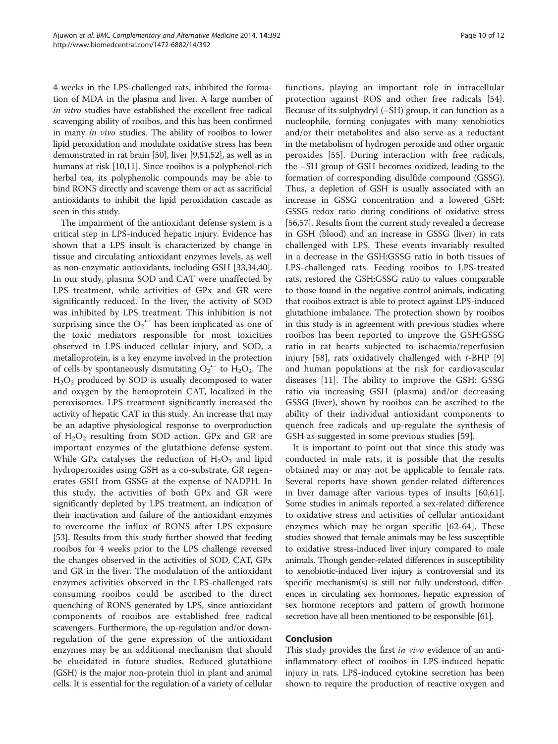4 weeks in the LPS-challenged rats, inhibited the formation of MDA in the plasma and liver. A large number of *in vitro* studies have established the excellent free radical scavenging ability of rooibos, and this has been confirmed in many *in vivo* studies. The ability of rooibos to lower lipid peroxidation and modulate oxidative stress has been demonstrated in rat brain [50], liver [9,51,52], as well as in humans at risk [10,11]. Since rooibos is a polyphenol-rich herbal tea, its polyphenolic compounds may be able to bind RONS directly and scavenge them or act as sacrificial antioxidants to inhibit the lipid peroxidation cascade as seen in this study.

The impairment of the antioxidant defense system is a critical step in LPS-induced hepatic injury. Evidence has shown that a LPS insult is characterized by change in tissue and circulating antioxidant enzymes levels, as well as non-enzymatic antioxidants, including GSH [33,34,40]. In our study, plasma SOD and CAT were unaffected by LPS treatment, while activities of GPx and GR were significantly reduced. In the liver, the activity of SOD was inhibited by LPS treatment. This inhibition is not surprising since the $O_2^{\bullet-}$ has been implicated as one of the toxic mediators responsible for most toxicities observed in LPS-induced cellular injury, and SOD, a metalloprotein, is a key enzyme involved in the protection of cells by spontaneously dismutating $O_2^{\bullet-}$ to $H_2O_2$. The $H_2O_2$ produced by SOD is usually decomposed to water and oxygen by the hemoprotein CAT, localized in the peroxisomes. LPS treatment significantly increased the activity of hepatic CAT in this study. An increase that may be an adaptive physiological response to overproduction of $H_2O_2$ resulting from SOD action. GPx and GR are important enzymes of the glutathione defense system. While GPx catalyses the reduction of $H_2O_2$ and lipid hydroperoxides using GSH as a co-substrate, GR regenerates GSH from GSSG at the expense of NADPH. In this study, the activities of both GPx and GR were significantly depleted by LPS treatment, an indication of their inactivation and failure of the antioxidant enzymes to overcome the influx of RONS after LPS exposure [53]. Results from this study further showed that feeding rooibos for 4 weeks prior to the LPS challenge reversed the changes observed in the activities of SOD, CAT, GPx and GR in the liver. The modulation of the antioxidant enzymes activities observed in the LPS-challenged rats consuming rooibos could be ascribed to the direct quenching of RONS generated by LPS, since antioxidant components of rooibos are established free radical scavengers. Furthermore, the up-regulation and/or down-regulation of the gene expression of the antioxidant enzymes may be an additional mechanism that should be elucidated in future studies. Reduced glutathione (GSH) is the major non-protein thiol in plant and animal cells. It is essential for the regulation of a variety of cellular functions, playing an important role in intracellular protection against ROS and other free radicals [54]. Because of its sulphydryl (–SH) group, it can function as a nucleophile, forming conjugates with many xenobiotics and/or their metabolites and also serve as a reductant in the metabolism of hydrogen peroxide and other organic peroxides [55]. During interaction with free radicals, the –SH group of GSH becomes oxidized, leading to the formation of corresponding disulfide compound (GSSG). Thus, a depletion of GSH is usually associated with an increase in GSSG concentration and a lowered GSH: GSSG redox ratio during conditions of oxidative stress [56,57]. Results from the current study revealed a decrease in GSH (blood) and an increase in GSSG (liver) in rats challenged with LPS. These events invariably resulted in a decrease in the GSH:GSSG ratio in both tissues of LPS-challenged rats. Feeding rooibos to LPS-treated rats, restored the GSH:GSSG ratio to values comparable to those found in the negative control animals, indicating that rooibos extract is able to protect against LPS-induced glutathione imbalance. The protection shown by rooibos in this study is in agreement with previous studies where rooibos has been reported to improve the GSH:GSSG ratio in rat hearts subjected to ischaemia/reperfusion injury [58], rats oxidatively challenged with *t*-BHP [9] and human populations at the risk for cardiovascular diseases [11]. The ability to improve the GSH: GSSG ratio via increasing GSH (plasma) and/or decreasing GSSG (liver), shown by rooibos can be ascribed to the ability of their individual antioxidant components to quench free radicals and up-regulate the synthesis of GSH as suggested in some previous studies [59].

It is important to point out that since this study was conducted in male rats, it is possible that the results obtained may or may not be applicable to female rats. Several reports have shown gender-related differences in liver damage after various types of insults [60,61]. Some studies in animals reported a sex-related difference to oxidative stress and activities of cellular antioxidant enzymes which may be organ specific [62-64]. These studies showed that female animals may be less susceptible to oxidative stress-induced liver injury compared to male animals. Though gender-related differences in susceptibility to xenobiotic-induced liver injury is controversial and its specific mechanism(s) is still not fully understood, differences in circulating sex hormones, hepatic expression of sex hormone receptors and pattern of growth hormone secretion have all been mentioned to be responsible [61].

## Conclusion

This study provides the first *in vivo* evidence of an anti-inflammatory effect of rooibos in LPS-induced hepatic injury in rats. LPS-induced cytokine secretion has been shown to require the production of reactive oxygen and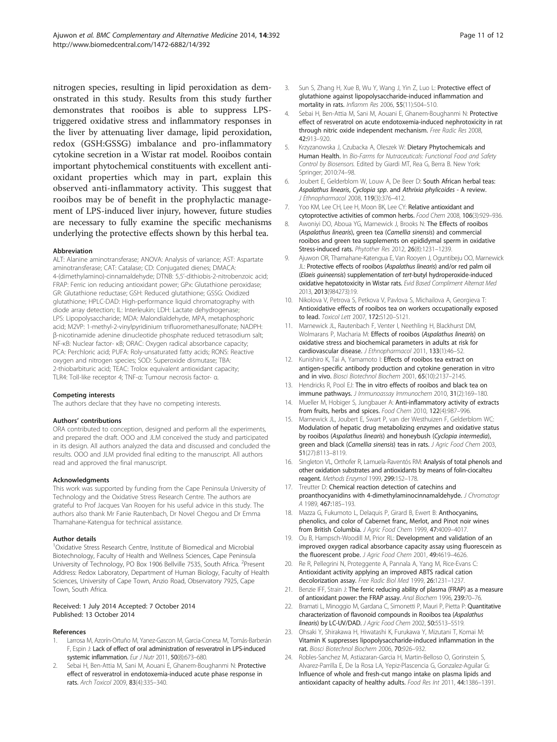nitrogen species, resulting in lipid peroxidation as demonstrated in this study. Results from this study further demonstrates that rooibos is able to suppress LPS-triggered oxidative stress and inflammatory responses in the liver by attenuating liver damage, lipid peroxidation, redox (GSH:GSSG) imbalance and pro-inflammatory cytokine secretion in a Wistar rat model. Rooibos contain important phytochemical constituents with excellent antioxidant properties which may in part, explain this observed anti-inflammatory activity. This suggest that rooibos may be of benefit in the prophylactic management of LPS-induced liver injury, however, future studies are necessary to fully examine the specific mechanisms underlying the protective effects shown by this herbal tea.

#### Abbreviation

ALT: Alanine aminotransferase; ANOVA: Analysis of variance; AST: Aspartate aminotransferase; CAT: Catalase; CD: Conjugated dienes; DMACA: 4-(dimethylamino)-cinnamaldehyde; DTNB: 5,5′-dithiobis-2-nitrobenzoic acid; FRAP: Ferric ion reducing antioxidant power; GPx: Glutathione peroxidase; GR: Glutathione reductase; GSH: Reduced glutathione; GSSG: Oxidized glutathione; HPLC-DAD: High-performance liquid chromatography with diode array detection; IL: Interleukin; LDH: Lactate dehydrogenase; LPS: Lipopolysaccharide; MDA: Malondialdehyde, MPA, metaphosphoric acid; M2VP: 1-methyl-2-vinylpyridinium trifluoromethanesulfonate; NADPH: β-nicotinamide adenine dinucleotide phosphate reduced tetrasodium salt; NF-κB: Nuclear factor- κB; ORAC: Oxygen radical absorbance capacity; PCA: Perchloric acid; PUFA: Poly-unsaturated fatty acids; RONS: Reactive oxygen and nitrogen species; SOD: Superoxide dismutase; TBA: 2-thiobarbituric acid; TEAC: Trolox equivalent antioxidant capacity; TLR4: Toll-like receptor 4; TNF-α: Tumour necrosis factor- α.

#### Competing interests

The authors declare that they have no competing interests.

#### Authors' contributions

ORA contributed to conception, designed and perform all the experiments, and prepared the draft. OOO and JLM conceived the study and participated in its design. All authors analyzed the data and discussed and concluded the results. OOO and JLM provided final editing to the manuscript. All authors read and approved the final manuscript.

#### Acknowledgments

This work was supported by funding from the Cape Peninsula University of Technology and the Oxidative Stress Research Centre. The authors are grateful to Prof Jacques Van Rooyen for his useful advice in this study. The authors also thank Mr Fanie Rautenbach, Dr Novel Chegou and Dr Emma Thamahane-Katengua for technical assistance.

#### Author details

[1]Oxidative Stress Research Centre, Institute of Biomedical and Microbial Biotechnology, Faculty of Health and Wellness Sciences, Cape Peninsula University of Technology, PO Box 1906 Bellville 7535, South Africa. [2]Present Address: Redox Laboratory, Department of Human Biology, Faculty of Health Sciences, University of Cape Town, Anzio Road, Observatory 7925, Cape Town, South Africa.

Received: 1 July 2014 Accepted: 7 October 2014
Published: 13 October 2014

#### References

1. Larrosa M, Azorín-Ortuño M, Yanez-Gascon M, Garcia-Conesa M, Tomás-Barberán F, Espin J: **Lack of effect of oral administration of resveratrol in LPS-induced systemic inflammation.** *Eur J Nutr* 2011, **50**(8):673–680.
2. Sebai H, Ben-Attia M, Sani M, Aouani E, Ghanem-Boughanmi N: **Protective effect of resveratrol in endotoxemia-induced acute phase response in rats.** *Arch Toxicol* 2009, **83**(4):335–340.
3. Sun S, Zhang H, Xue B, Wu Y, Wang J, Yin Z, Luo L: **Protective effect of glutathione against lipopolysaccharide-induced inflammation and mortality in rats.** *Inflamm Res* 2006, **55**(11):504–510.
4. Sebai H, Ben-Attia M, Sani M, Aouani E, Ghanem-Boughanmi N: **Protective effect of resveratrol on acute endotoxemia-induced nephrotoxicity in rat through nitric oxide independent mechanism.** *Free Radic Res* 2008, **42**:913–920.
5. Krzyzanowska J, Czubacka A, Oleszek W: **Dietary Phytochemicals and Human Health.** In *Bio-Farms for Nutraceuticals: Functional Food and Safety Control by Biosensors.* Edited by Giardi MT, Rea G, Berra B. New York: Springer; 2010:74–98.
6. Joubert E, Gelderblom W, Louw A, De Beer D: **South African herbal teas: *Aspalathus linearis*, *Cyclopia spp.* and *Athrixia phylicoides* - A review.** *J Ethnopharmacol* 2008, **119**(3):376–412.
7. Yoo KM, Lee CH, Lee H, Moon BK, Lee CY: **Relative antioxidant and cytoprotective activities of common herbs.** *Food Chem* 2008, **106**(3):929–936.
8. Awoniyi DO, Aboua YG, Marnewick J, Brooks N: **The Effects of rooibos (*Aspalathus linearis*), green tea (*Camellia sinensis*) and commercial rooibos and green tea supplements on epididymal sperm in oxidative Stress-induced rats.** *Phytother Res* 2012, **26**(8):1231–1239.
9. Ajuwon OR, Thamahane-Katengua E, Van Rooyen J, Oguntibeju OO, Marnewick JL: **Protective effects of rooibos (*Aspalathus linearis*) and/or red palm oil (*Elaeis guineensis*) supplementation of *tert*-butyl hydroperoxide-induced oxidative hepatotoxicity in Wistar rats.** *Evid Based Compliment Alternat Med* 2013, **2013**(984273):19.
10. Nikolova V, Petrova S, Petkova V, Pavlova S, Michailova A, Georgieva T: **Antioxidative effects of rooibos tea on workers occupationally exposed to lead.** *Toxicol Lett* 2007, **172**:S120–S121.
11. Marnewick JL, Rautenbach F, Venter I, Neethling H, Blackhurst DM, Wolmarans P, Macharia M: **Effects of rooibos (*Aspalathus linearis*) on oxidative stress and biochemical parameters in adults at risk for cardiovascular disease.** *J Ethnopharmacol* 2011, **133**(1):46–52.
12. Kunishiro K, Tai A, Yamamoto I: **Effects of rooibos tea extract on antigen-specific antibody production and cytokine generation in vitro and in vivo.** *Biosci Biotechnol Biochem* 2001, **65**(10):2137–2145.
13. Hendricks R, Pool EJ: **The in vitro effects of rooibos and black tea on immune pathways.** *J Immunoassay Immunochem* 2010, **31**(2):169–180.
14. Mueller M, Hobiger S, Jungbauer A: **Anti-inflammatory activity of extracts from fruits, herbs and spices.** *Food Chem* 2010, **122**(4):987–996.
15. Marnewick JL, Joubert E, Swart P, van der Westhuizen F, Gelderblom WC: **Modulation of hepatic drug metabolizing enzymes and oxidative status by rooibos (*Aspalathus linearis*) and honeybush (*Cyclopia intermedia*), green and black (*Camellia sinensis*) teas in rats.** *J Agric Food Chem* 2003, **51**(27):8113–8119.
16. Singleton VL, Orthofer R, Lamuela-Raventós RM: **Analysis of total phenols and other oxidation substrates and antioxidants by means of folin-ciocalteu reagent.** *Methods Enzymol* 1999, **299**:152–178.
17. Treutter D: **Chemical reaction detection of catechins and proanthocyanidins with 4-dimethylaminocinnamaldehyde.** *J Chromatogr A* 1989, **467**:185–193.
18. Mazza G, Fukumoto L, Delaquis P, Girard B, Ewert B: **Anthocyanins, phenolics, and color of Cabernet franc, Merlot, and Pinot noir wines from British Columbia.** *J Agric Food Chem* 1999, **47**:4009–4017.
19. Ou B, Hampsch-Woodill M, Prior RL: **Development and validation of an improved oxygen radical absorbance capacity assay using fluorescein as the fluorescent probe.** *J Agric Food Chem* 2001, **49**:4619–4626.
20. Re R, Pellegrini N, Proteggente A, Pannala A, Yang M, Rice-Evans C: **Antioxidant activity applying an improved ABTS radical cation decolorization assay.** *Free Radic Biol Med* 1999, **26**:1231–1237.
21. Benzie IFF, Strain J: **The ferric reducing ability of plasma (FRAP) as a measure of antioxidant power: the FRAP assay.** *Anal Biochem* 1996, **239**:70–76.
22. Bramati L, Minoggio M, Gardana C, Simonetti P, Mauri P, Pietta P: **Quantitative characterization of flavonoid compounds in Rooibos tea (*Aspalathus linearis*) by LC-UV/DAD.** *J Agric Food Chem* 2002, **50**:5513–5519.
23. Ohsaki Y, Shirakawa H, Hiwatashi K, Furukawa Y, Mizutani T, Komai M: **Vitamin K suppresses lipopolysaccharide-induced inflammation in the rat.** *Biosci Biotechnol Biochem* 2006, **70**:926–932.
24. Robles-Sanchez M, Astiazaran-Garcia H, Martin-Belloso O, Gorinstein S, Alvarez-Parrilla E, De la Rosa LA, Yepiz-Plascencia G, Gonzalez-Aguilar G: **Influence of whole and fresh-cut mango intake on plasma lipids and antioxidant capacity of healthy adults.** *Food Res Int* 2011, **44**:1386–1391.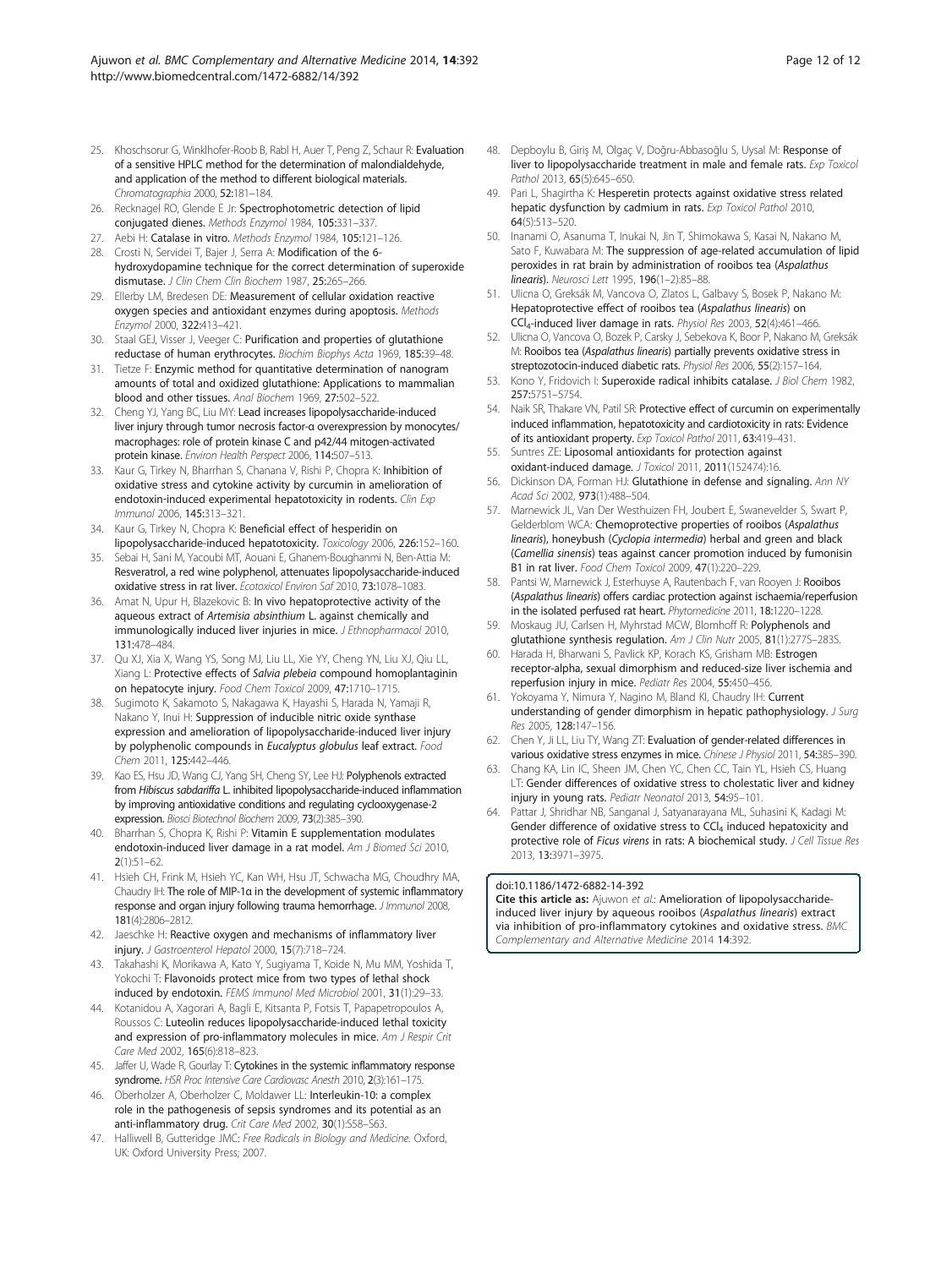25. Khoschsorur G, Winklhofer-Roob B, Rabl H, Auer T, Peng Z, Schaur R: **Evaluation of a sensitive HPLC method for the determination of malondialdehyde, and application of the method to different biological materials.** *Chromatographia* 2000, **52:**181–184.
26. Recknagel RO, Glende E Jr: **Spectrophotometric detection of lipid conjugated dienes.** *Methods Enzymol* 1984, **105:**331–337.
27. Aebi H: **Catalase in vitro.** *Methods Enzymol* 1984, **105:**121–126.
28. Crosti N, Servidei T, Bajer J, Serra A: **Modification of the 6-hydroxydopamine technique for the correct determination of superoxide dismutase.** *J Clin Chem Clin Biochem* 1987, **25:**265–266.
29. Ellerby LM, Bredesen DE: **Measurement of cellular oxidation reactive oxygen species and antioxidant enzymes during apoptosis.** *Methods Enzymol* 2000, **322:**413–421.
30. Staal GEJ, Visser J, Veeger C: **Purification and properties of glutathione reductase of human erythrocytes.** *Biochim Biophys Acta* 1969, **185:**39–48.
31. Tietze F: **Enzymic method for quantitative determination of nanogram amounts of total and oxidized glutathione: Applications to mammalian blood and other tissues.** *Anal Biochem* 1969, **27:**502–522.
32. Cheng YJ, Yang BC, Liu MY: **Lead increases lipopolysaccharide-induced liver injury through tumor necrosis factor-α overexpression by monocytes/ macrophages: role of protein kinase C and p42/44 mitogen-activated protein kinase.** *Environ Health Perspect* 2006, **114:**507–513.
33. Kaur G, Tirkey N, Bharrhan S, Chanana V, Rishi P, Chopra K: **Inhibition of oxidative stress and cytokine activity by curcumin in amelioration of endotoxin-induced experimental hepatotoxicity in rodents.** *Clin Exp Immunol* 2006, **145:**313–321.
34. Kaur G, Tirkey N, Chopra K: **Beneficial effect of hesperidin on lipopolysaccharide-induced hepatotoxicity.** *Toxicology* 2006, **226:**152–160.
35. Sebai H, Sani M, Yacoubi MT, Aouani E, Ghanem-Boughanmi N, Ben-Attia M: **Resveratrol, a red wine polyphenol, attenuates lipopolysaccharide-induced oxidative stress in rat liver.** *Ecotoxicol Environ Saf* 2010, **73:**1078–1083.
36. Amat N, Upur H, Blazekovic B: **In vivo hepatoprotective activity of the aqueous extract of *Artemisia absinthium* L. against chemically and immunologically induced liver injuries in mice.** *J Ethnopharmacol* 2010, **131:**478–484.
37. Qu XJ, Xia X, Wang YS, Song MJ, Liu LL, Xie YY, Cheng YN, Liu XJ, Qiu LL, Xiang L: **Protective effects of *Salvia plebeia* compound homoplantaginin on hepatocyte injury.** *Food Chem Toxicol* 2009, **47:**1710–1715.
38. Sugimoto K, Sakamoto S, Nakagawa K, Hayashi S, Harada N, Yamaji R, Nakano Y, Inui H: **Suppression of inducible nitric oxide synthase expression and amelioration of lipopolysaccharide-induced liver injury by polyphenolic compounds in *Eucalyptus globulus* leaf extract.** *Food Chem* 2011, **125:**442–446.
39. Kao ES, Hsu JD, Wang CJ, Yang SH, Cheng SY, Lee HJ: **Polyphenols extracted from *Hibiscus sabdariffa* L. inhibited lipopolysaccharide-induced inflammation by improving antioxidative conditions and regulating cyclooxygenase-2 expression.** *Biosci Biotechnol Biochem* 2009, **73**(2):385–390.
40. Bharrhan S, Chopra K, Rishi P: **Vitamin E supplementation modulates endotoxin-induced liver damage in a rat model.** *Am J Biomed Sci* 2010, **2**(1):51–62.
41. Hsieh CH, Frink M, Hsieh YC, Kan WH, Hsu JT, Schwacha MG, Choudhry MA, Chaudry IH: **The role of MIP-1α in the development of systemic inflammatory response and organ injury following trauma hemorrhage.** *J Immunol* 2008, **181**(4):2806–2812.
42. Jaeschke H: **Reactive oxygen and mechanisms of inflammatory liver injury.** *J Gastroenterol Hepatol* 2000, **15**(7):718–724.
43. Takahashi K, Morikawa A, Kato Y, Sugiyama T, Koide N, Mu MM, Yoshida T, Yokochi T: **Flavonoids protect mice from two types of lethal shock induced by endotoxin.** *FEMS Immunol Med Microbiol* 2001, **31**(1):29–33.
44. Kotanidou A, Xagorari A, Bagli E, Kitsanta P, Fotsis T, Papapetropoulos A, Roussos C: **Luteolin reduces lipopolysaccharide-induced lethal toxicity and expression of pro-inflammatory molecules in mice.** *Am J Respir Crit Care Med* 2002, **165**(6):818–823.
45. Jaffer U, Wade R, Gourlay T: **Cytokines in the systemic inflammatory response syndrome.** *HSR Proc Intensive Care Cardiovasc Anesth* 2010, **2**(3):161–175.
46. Oberholzer A, Oberholzer C, Moldawer LL: **Interleukin-10: a complex role in the pathogenesis of sepsis syndromes and its potential as an anti-inflammatory drug.** *Crit Care Med* 2002, **30**(1):S58–S63.
47. Halliwell B, Gutteridge JMC: *Free Radicals in Biology and Medicine.* Oxford, UK: Oxford University Press; 2007.
48. Depboylu B, Giriş M, Olgaç V, Doğru-Abbasoğlu S, Uysal M: **Response of liver to lipopolysaccharide treatment in male and female rats.** *Exp Toxicol Pathol* 2013, **65**(5):645–650.
49. Pari L, Shagirtha K: **Hesperetin protects against oxidative stress related hepatic dysfunction by cadmium in rats.** *Exp Toxicol Pathol* 2010, **64**(5):513–520.
50. Inanami O, Asanuma T, Inukai N, Jin T, Shimokawa S, Kasai N, Nakano M, Sato F, Kuwabara M: **The suppression of age-related accumulation of lipid peroxides in rat brain by administration of rooibos tea (*Aspalathus linearis*).** *Neurosci Lett* 1995, **196**(1–2):85–88.
51. Ulicna O, Greksák M, Vancova O, Zlatos L, Galbavy S, Bosek P, Nakano M: **Hepatoprotective effect of rooibos tea (*Aspalathus linearis*) on $CCl_4$-induced liver damage in rats.** *Physiol Res* 2003, **52**(4):461–466.
52. Ulicna O, Vancova O, Bozek P, Carsky J, Sebekova K, Boor P, Nakano M, Greksák M: **Rooibos tea (*Aspalathus linearis*) partially prevents oxidative stress in streptozotocin-induced diabetic rats.** *Physiol Res* 2006, **55**(2):157–164.
53. Kono Y, Fridovich I: **Superoxide radical inhibits catalase.** *J Biol Chem* 1982, **257:**5751–5754.
54. Naik SR, Thakare VN, Patil SR: **Protective effect of curcumin on experimentally induced inflammation, hepatotoxicity and cardiotoxicity in rats: Evidence of its antioxidant property.** *Exp Toxicol Pathol* 2011, **63:**419–431.
55. Suntres ZE: **Liposomal antioxidants for protection against oxidant-induced damage.** *J Toxicol* 2011, **2011**(152474):16.
56. Dickinson DA, Forman HJ: **Glutathione in defense and signaling.** *Ann NY Acad Sci* 2002, **973**(1):488–504.
57. Marnewick JL, Van Der Westhuizen FH, Joubert E, Swanevelder S, Swart P, Gelderblom WCA: **Chemoprotective properties of rooibos (*Aspalathus linearis*), honeybush (*Cyclopia intermedia*) herbal and green and black (*Camellia sinensis*) teas against cancer promotion induced by fumonisin B1 in rat liver.** *Food Chem Toxicol* 2009, **47**(1):220–229.
58. Pantsi W, Marnewick J, Esterhuyse A, Rautenbach F, van Rooyen J: **Rooibos (*Aspalathus linearis*) offers cardiac protection against ischaemia/reperfusion in the isolated perfused rat heart.** *Phytomedicine* 2011, **18:**1220–1228.
59. Moskaug JU, Carlsen H, Myhrstad MCW, Blomhoff R: **Polyphenols and glutathione synthesis regulation.** *Am J Clin Nutr* 2005, **81**(1):277S–283S.
60. Harada H, Bharwani S, Pavlick KP, Korach KS, Grisham MB: **Estrogen receptor-alpha, sexual dimorphism and reduced-size liver ischemia and reperfusion injury in mice.** *Pediatr Res* 2004, **55:**450–456.
61. Yokoyama Y, Nimura Y, Nagino M, Bland KI, Chaudry IH: **Current understanding of gender dimorphism in hepatic pathophysiology.** *J Surg Res* 2005, **128:**147–156.
62. Chen Y, Ji LL, Liu TY, Wang ZT: **Evaluation of gender-related differences in various oxidative stress enzymes in mice.** *Chinese J Physiol* 2011, **54:**385–390.
63. Chang KA, Lin IC, Sheen JM, Chen YC, Chen CC, Tain YL, Hsieh CS, Huang LT: **Gender differences of oxidative stress to cholestatic liver and kidney injury in young rats.** *Pediatr Neonatol* 2013, **54:**95–101.
64. Pattar J, Shridhar NB, Sanganal J, Satyanarayana ML, Suhasini K, Kadagi M: **Gender difference of oxidative stress to $CCl_4$ induced hepatoxicity and protective role of *Ficus virens* in rats: A biochemical study.** *J Cell Tissue Res* 2013, **13:**3971–3975.

doi:10.1186/1472-6882-14-392

**Cite this article as:** Ajuwon *et al.*: Amelioration of lipopolysaccharide-induced liver injury by aqueous rooibos (*Aspalathus linearis*) extract via inhibition of pro-inflammatory cytokines and oxidative stress. *BMC Complementary and Alternative Medicine* 2014 **14**:392.